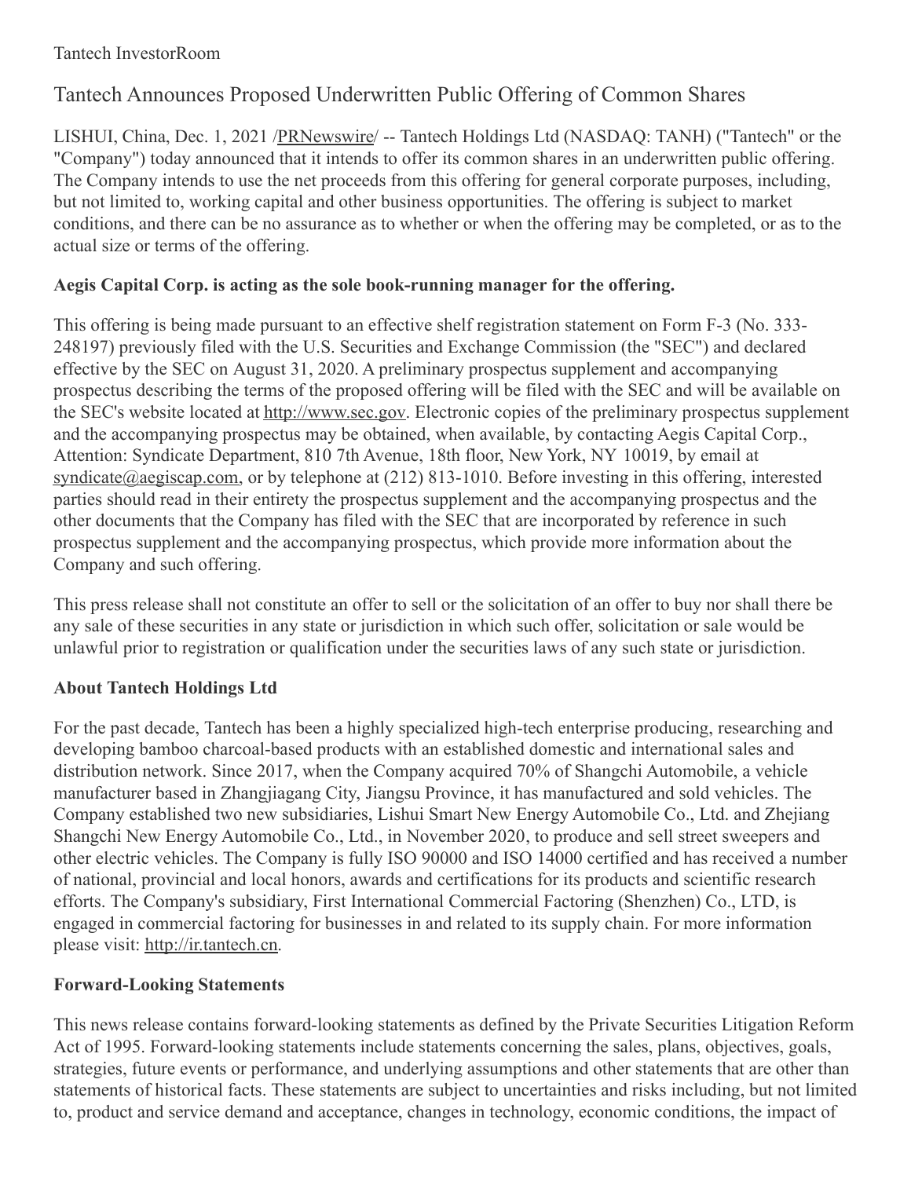Tantech InvestorRoom

# Tantech Announces Proposed Underwritten Public Offering of Common Shares

LISHUI, China, Dec. 1, 2021 /PRNewswire/ -- Tantech Holdings Ltd (NASDAQ: TANH) ("Tantech" or the "Company") today announced that it intends to offer its common shares in an underwritten public offering. The Company intends to use the net proceeds from this offering for general corporate purposes, including, but not limited to, working capital and other business opportunities. The offering is subject to market conditions, and there can be no assurance as to whether or when the offering may be completed, or as to the actual size or terms of the offering.

**Aegis Capital Corp. is acting as the sole book-running manager for the offering.**

This offering is being made pursuant to an effective shelf registration statement on Form F-3 (No. 333-248197) previously filed with the U.S. Securities and Exchange Commission (the "SEC") and declared effective by the SEC on August 31, 2020. A preliminary prospectus supplement and accompanying prospectus describing the terms of the proposed offering will be filed with the SEC and will be available on the SEC's website located at http://www.sec.gov. Electronic copies of the preliminary prospectus supplement and the accompanying prospectus may be obtained, when available, by contacting Aegis Capital Corp., Attention: Syndicate Department, 810 7th Avenue, 18th floor, New York, NY 10019, by email at syndicate@aegiscap.com, or by telephone at (212) 813-1010. Before investing in this offering, interested parties should read in their entirety the prospectus supplement and the accompanying prospectus and the other documents that the Company has filed with the SEC that are incorporated by reference in such prospectus supplement and the accompanying prospectus, which provide more information about the Company and such offering.

This press release shall not constitute an offer to sell or the solicitation of an offer to buy nor shall there be any sale of these securities in any state or jurisdiction in which such offer, solicitation or sale would be unlawful prior to registration or qualification under the securities laws of any such state or jurisdiction.

## About Tantech Holdings Ltd

For the past decade, Tantech has been a highly specialized high-tech enterprise producing, researching and developing bamboo charcoal-based products with an established domestic and international sales and distribution network. Since 2017, when the Company acquired 70% of Shangchi Automobile, a vehicle manufacturer based in Zhangjiagang City, Jiangsu Province, it has manufactured and sold vehicles. The Company established two new subsidiaries, Lishui Smart New Energy Automobile Co., Ltd. and Zhejiang Shangchi New Energy Automobile Co., Ltd., in November 2020, to produce and sell street sweepers and other electric vehicles. The Company is fully ISO 90000 and ISO 14000 certified and has received a number of national, provincial and local honors, awards and certifications for its products and scientific research efforts. The Company's subsidiary, First International Commercial Factoring (Shenzhen) Co., LTD, is engaged in commercial factoring for businesses in and related to its supply chain. For more information please visit: http://ir.tantech.cn.

## Forward-Looking Statements

This news release contains forward-looking statements as defined by the Private Securities Litigation Reform Act of 1995. Forward-looking statements include statements concerning the sales, plans, objectives, goals, strategies, future events or performance, and underlying assumptions and other statements that are other than statements of historical facts. These statements are subject to uncertainties and risks including, but not limited to, product and service demand and acceptance, changes in technology, economic conditions, the impact of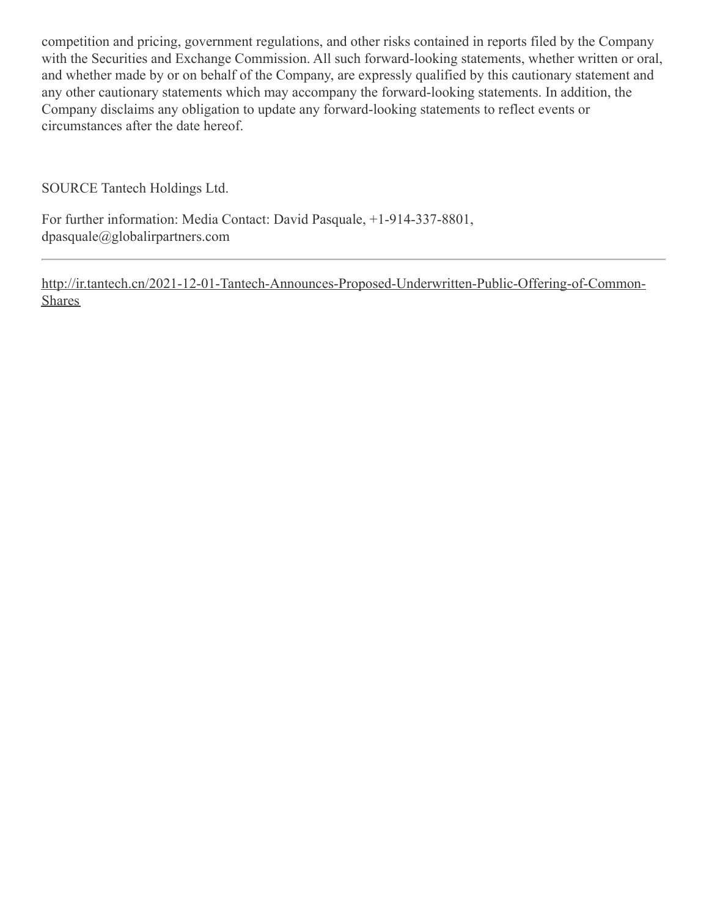competition and pricing, government regulations, and other risks contained in reports filed by the Company with the Securities and Exchange Commission. All such forward-looking statements, whether written or oral, and whether made by or on behalf of the Company, are expressly qualified by this cautionary statement and any other cautionary statements which may accompany the forward-looking statements. In addition, the Company disclaims any obligation to update any forward-looking statements to reflect events or circumstances after the date hereof.

SOURCE Tantech Holdings Ltd.

For further information: Media Contact: David Pasquale, +1-914-337-8801, dpasquale@globalirpartners.com

---

http://ir.tantech.cn/2021-12-01-Tantech-Announces-Proposed-Underwritten-Public-Offering-of-Common-Shares